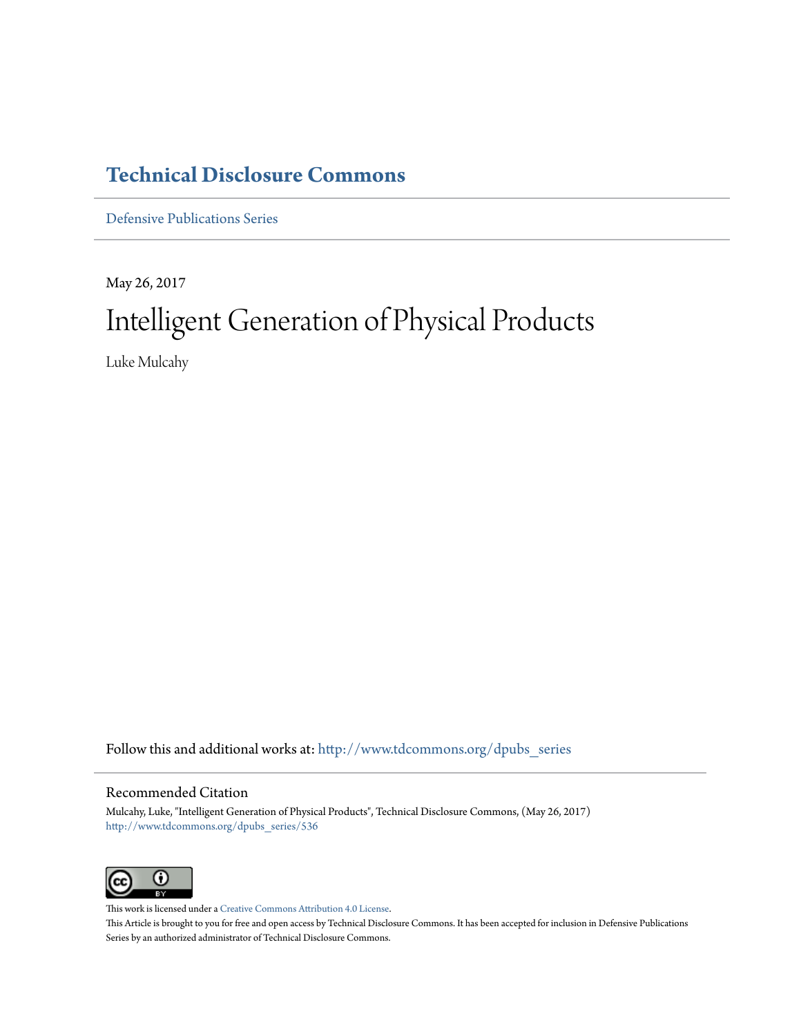# Technical Disclosure Commons

Defensive Publications Series

May 26, 2017

# Intelligent Generation of Physical Products

Luke Mulcahy

Follow this and additional works at: http://www.tdcommons.org/dpubs_series

## Recommended Citation

Mulcahy, Luke, "Intelligent Generation of Physical Products", Technical Disclosure Commons, (May 26, 2017)
http://www.tdcommons.org/dpubs_series/536

This work is licensed under a Creative Commons Attribution 4.0 License.
This Article is brought to you for free and open access by Technical Disclosure Commons. It has been accepted for inclusion in Defensive Publications Series by an authorized administrator of Technical Disclosure Commons.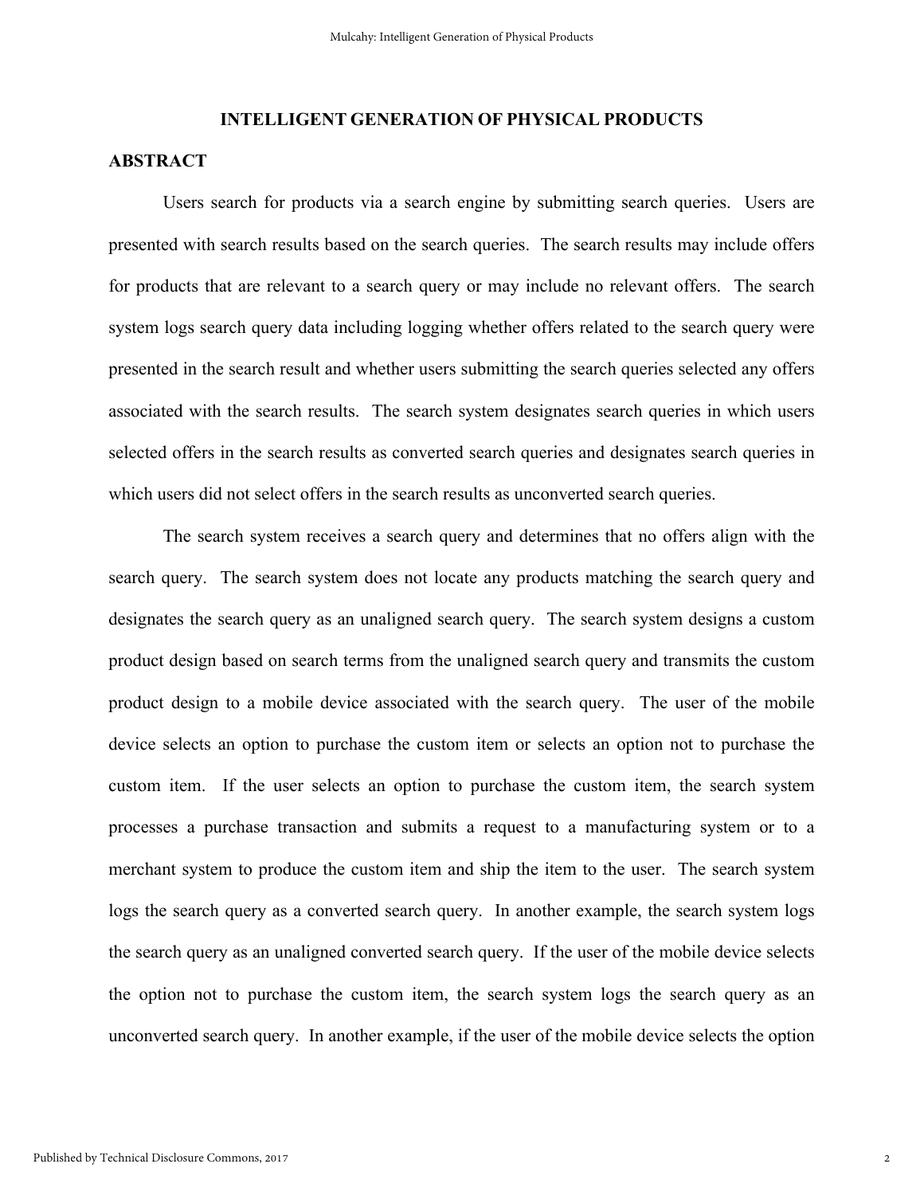# INTELLIGENT GENERATION OF PHYSICAL PRODUCTS

## ABSTRACT

Users search for products via a search engine by submitting search queries. Users are presented with search results based on the search queries. The search results may include offers for products that are relevant to a search query or may include no relevant offers. The search system logs search query data including logging whether offers related to the search query were presented in the search result and whether users submitting the search queries selected any offers associated with the search results. The search system designates search queries in which users selected offers in the search results as converted search queries and designates search queries in which users did not select offers in the search results as unconverted search queries.

The search system receives a search query and determines that no offers align with the search query. The search system does not locate any products matching the search query and designates the search query as an unaligned search query. The search system designs a custom product design based on search terms from the unaligned search query and transmits the custom product design to a mobile device associated with the search query. The user of the mobile device selects an option to purchase the custom item or selects an option not to purchase the custom item. If the user selects an option to purchase the custom item, the search system processes a purchase transaction and submits a request to a manufacturing system or to a merchant system to produce the custom item and ship the item to the user. The search system logs the search query as a converted search query. In another example, the search system logs the search query as an unaligned converted search query. If the user of the mobile device selects the option not to purchase the custom item, the search system logs the search query as an unconverted search query. In another example, if the user of the mobile device selects the option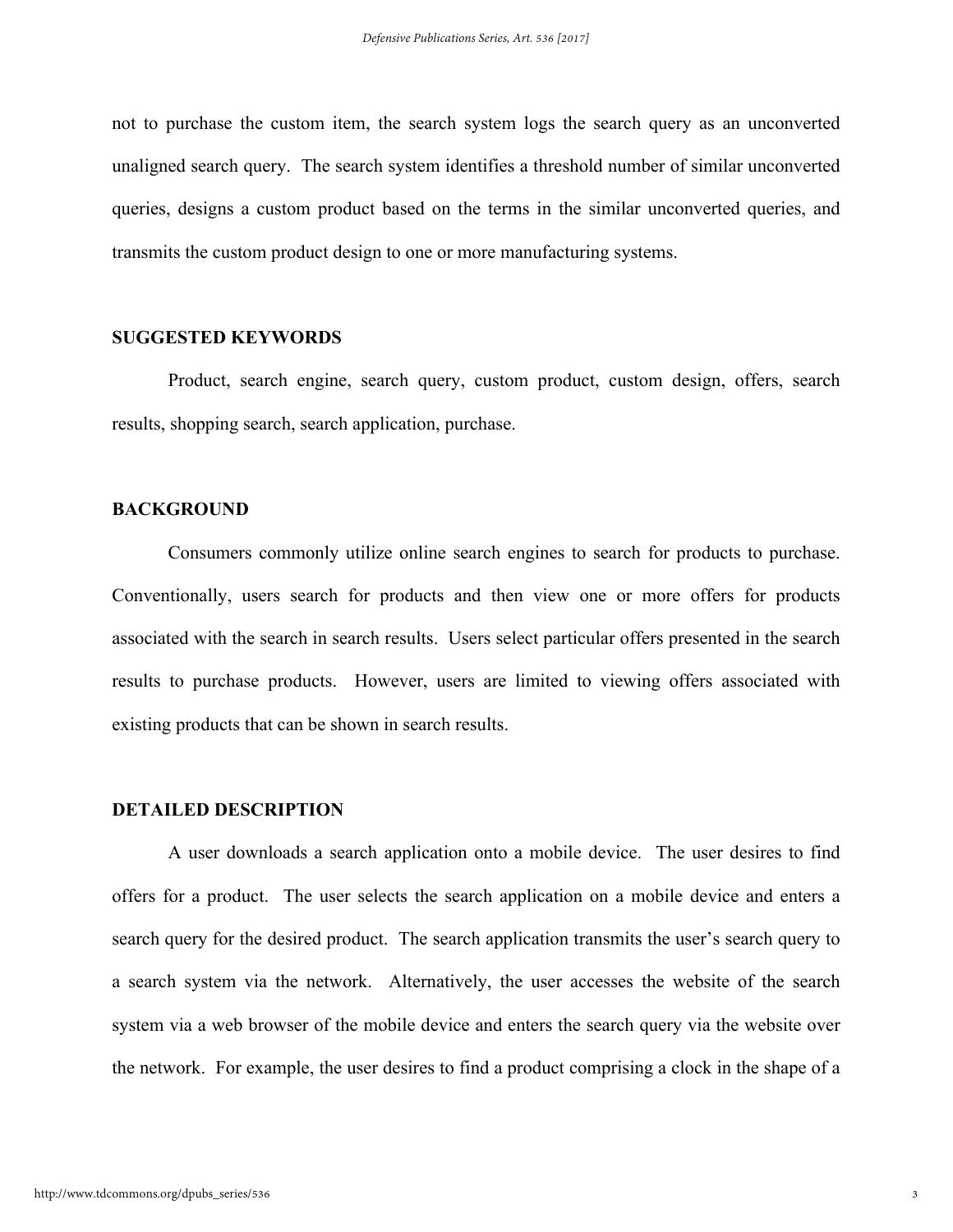not to purchase the custom item, the search system logs the search query as an unconverted unaligned search query. The search system identifies a threshold number of similar unconverted queries, designs a custom product based on the terms in the similar unconverted queries, and transmits the custom product design to one or more manufacturing systems.

## SUGGESTED KEYWORDS

Product, search engine, search query, custom product, custom design, offers, search results, shopping search, search application, purchase.

## BACKGROUND

Consumers commonly utilize online search engines to search for products to purchase. Conventionally, users search for products and then view one or more offers for products associated with the search in search results. Users select particular offers presented in the search results to purchase products. However, users are limited to viewing offers associated with existing products that can be shown in search results.

## DETAILED DESCRIPTION

A user downloads a search application onto a mobile device. The user desires to find offers for a product. The user selects the search application on a mobile device and enters a search query for the desired product. The search application transmits the user's search query to a search system via the network. Alternatively, the user accesses the website of the search system via a web browser of the mobile device and enters the search query via the website over the network. For example, the user desires to find a product comprising a clock in the shape of a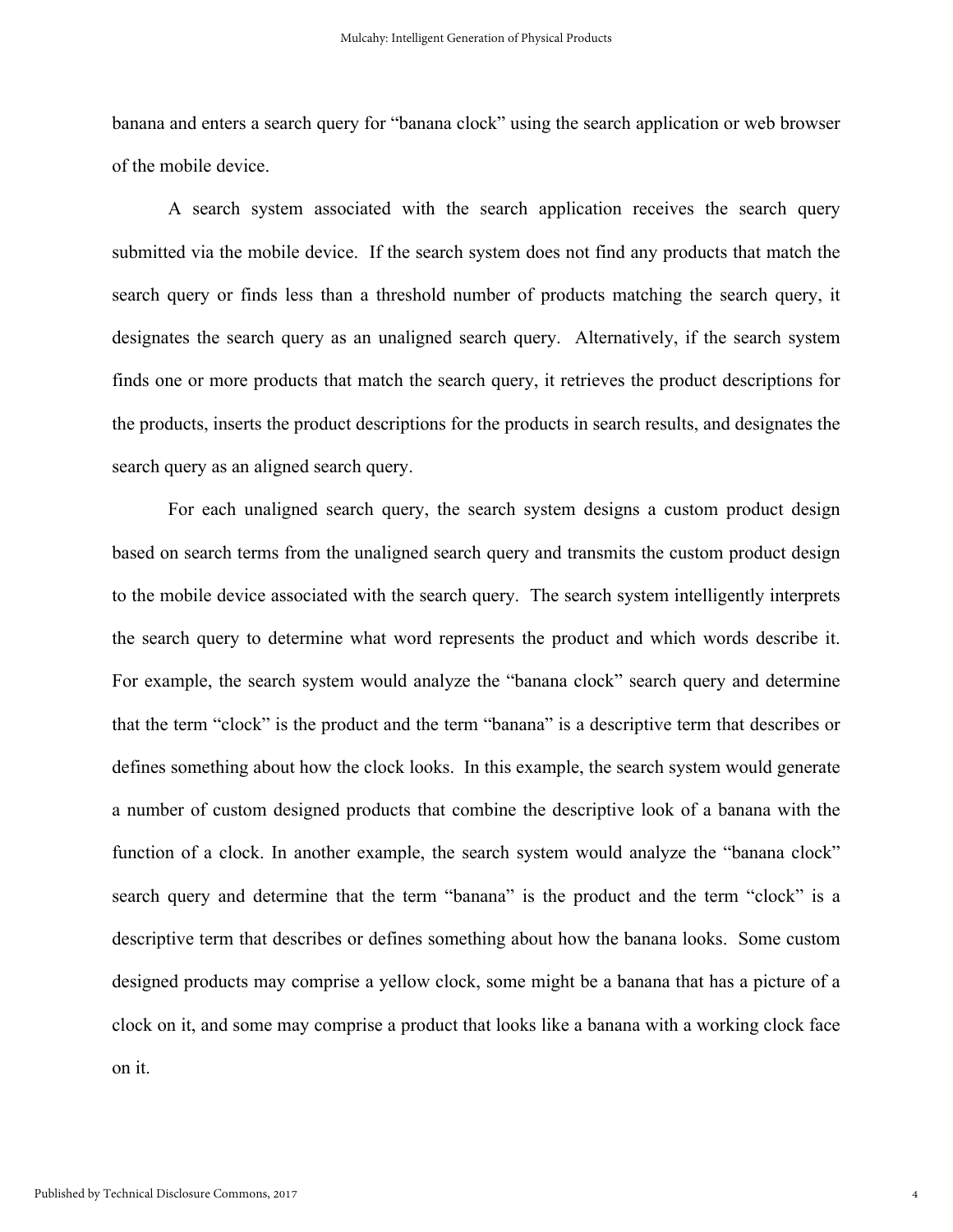banana and enters a search query for “banana clock” using the search application or web browser of the mobile device.

A search system associated with the search application receives the search query submitted via the mobile device. If the search system does not find any products that match the search query or finds less than a threshold number of products matching the search query, it designates the search query as an unaligned search query. Alternatively, if the search system finds one or more products that match the search query, it retrieves the product descriptions for the products, inserts the product descriptions for the products in search results, and designates the search query as an aligned search query.

For each unaligned search query, the search system designs a custom product design based on search terms from the unaligned search query and transmits the custom product design to the mobile device associated with the search query. The search system intelligently interprets the search query to determine what word represents the product and which words describe it. For example, the search system would analyze the “banana clock” search query and determine that the term “clock” is the product and the term “banana” is a descriptive term that describes or defines something about how the clock looks. In this example, the search system would generate a number of custom designed products that combine the descriptive look of a banana with the function of a clock. In another example, the search system would analyze the “banana clock” search query and determine that the term “banana” is the product and the term “clock” is a descriptive term that describes or defines something about how the banana looks. Some custom designed products may comprise a yellow clock, some might be a banana that has a picture of a clock on it, and some may comprise a product that looks like a banana with a working clock face on it.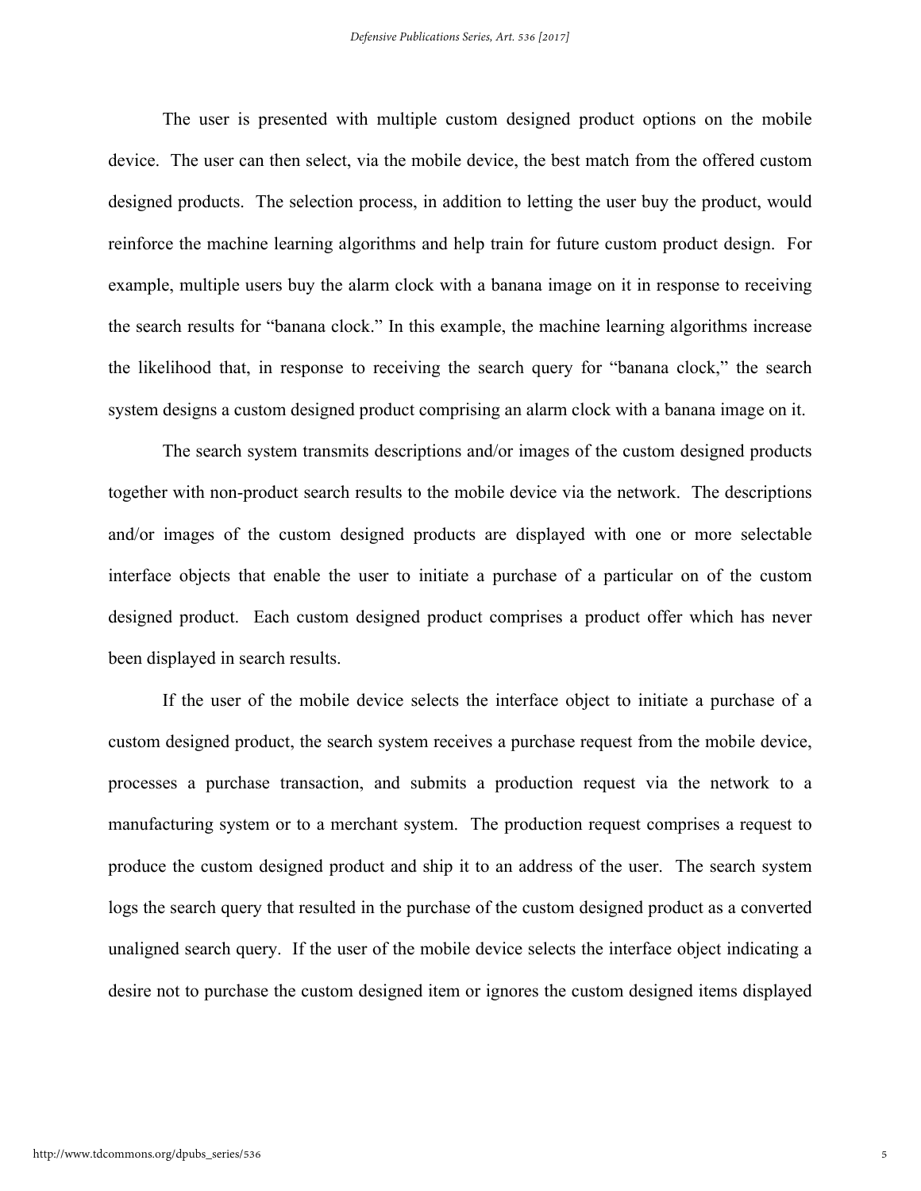The user is presented with multiple custom designed product options on the mobile device. The user can then select, via the mobile device, the best match from the offered custom designed products. The selection process, in addition to letting the user buy the product, would reinforce the machine learning algorithms and help train for future custom product design. For example, multiple users buy the alarm clock with a banana image on it in response to receiving the search results for "banana clock." In this example, the machine learning algorithms increase the likelihood that, in response to receiving the search query for "banana clock," the search system designs a custom designed product comprising an alarm clock with a banana image on it.

The search system transmits descriptions and/or images of the custom designed products together with non-product search results to the mobile device via the network. The descriptions and/or images of the custom designed products are displayed with one or more selectable interface objects that enable the user to initiate a purchase of a particular on of the custom designed product. Each custom designed product comprises a product offer which has never been displayed in search results.

If the user of the mobile device selects the interface object to initiate a purchase of a custom designed product, the search system receives a purchase request from the mobile device, processes a purchase transaction, and submits a production request via the network to a manufacturing system or to a merchant system. The production request comprises a request to produce the custom designed product and ship it to an address of the user. The search system logs the search query that resulted in the purchase of the custom designed product as a converted unaligned search query. If the user of the mobile device selects the interface object indicating a desire not to purchase the custom designed item or ignores the custom designed items displayed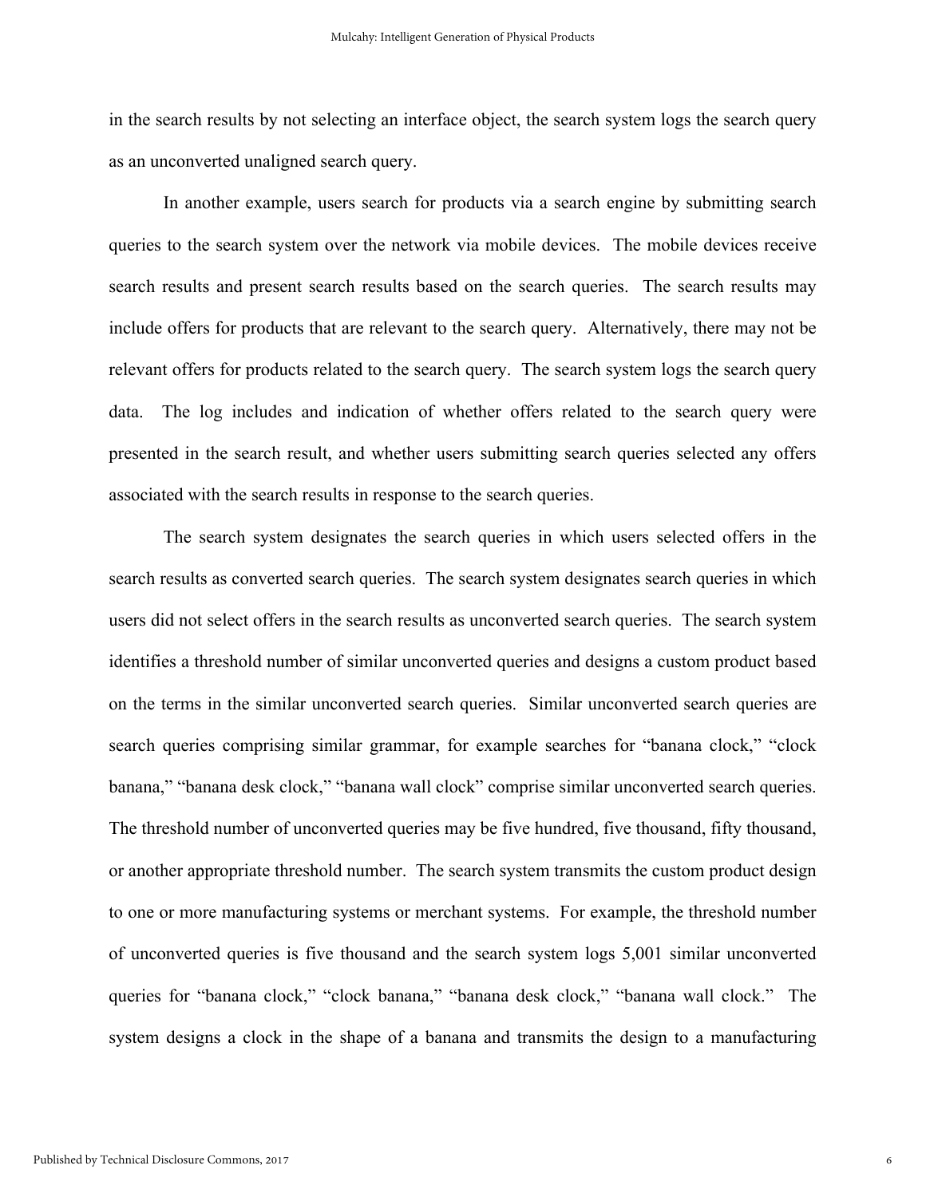in the search results by not selecting an interface object, the search system logs the search query as an unconverted unaligned search query.

In another example, users search for products via a search engine by submitting search queries to the search system over the network via mobile devices. The mobile devices receive search results and present search results based on the search queries. The search results may include offers for products that are relevant to the search query. Alternatively, there may not be relevant offers for products related to the search query. The search system logs the search query data. The log includes and indication of whether offers related to the search query were presented in the search result, and whether users submitting search queries selected any offers associated with the search results in response to the search queries.

The search system designates the search queries in which users selected offers in the search results as converted search queries. The search system designates search queries in which users did not select offers in the search results as unconverted search queries. The search system identifies a threshold number of similar unconverted queries and designs a custom product based on the terms in the similar unconverted search queries. Similar unconverted search queries are search queries comprising similar grammar, for example searches for "banana clock," "clock banana," "banana desk clock," "banana wall clock" comprise similar unconverted search queries. The threshold number of unconverted queries may be five hundred, five thousand, fifty thousand, or another appropriate threshold number. The search system transmits the custom product design to one or more manufacturing systems or merchant systems. For example, the threshold number of unconverted queries is five thousand and the search system logs 5,001 similar unconverted queries for "banana clock," "clock banana," "banana desk clock," "banana wall clock." The system designs a clock in the shape of a banana and transmits the design to a manufacturing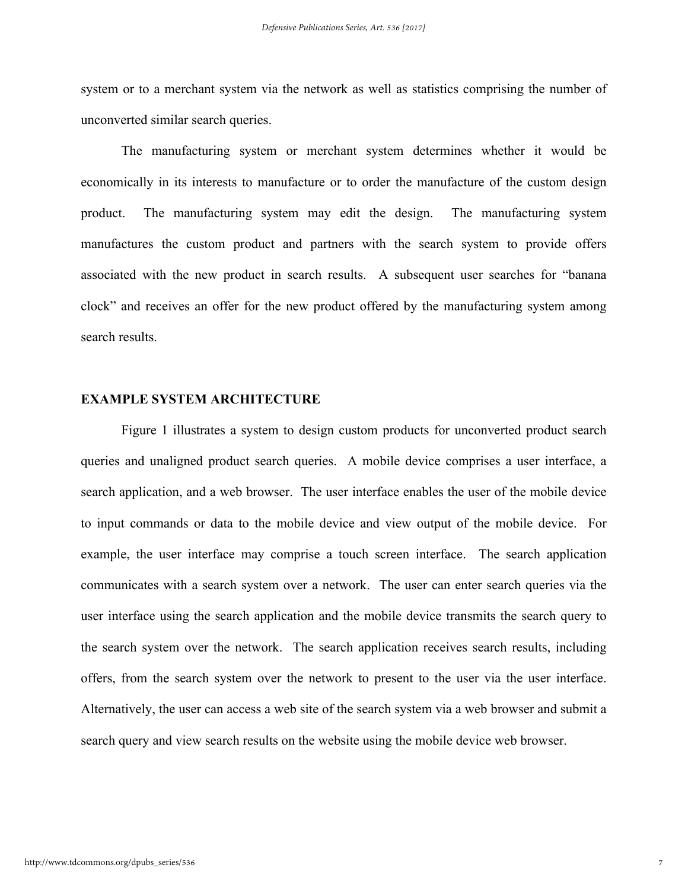system or to a merchant system via the network as well as statistics comprising the number of unconverted similar search queries.

The manufacturing system or merchant system determines whether it would be economically in its interests to manufacture or to order the manufacture of the custom design product. The manufacturing system may edit the design. The manufacturing system manufactures the custom product and partners with the search system to provide offers associated with the new product in search results. A subsequent user searches for "banana clock" and receives an offer for the new product offered by the manufacturing system among search results.

## EXAMPLE SYSTEM ARCHITECTURE

Figure 1 illustrates a system to design custom products for unconverted product search queries and unaligned product search queries. A mobile device comprises a user interface, a search application, and a web browser. The user interface enables the user of the mobile device to input commands or data to the mobile device and view output of the mobile device. For example, the user interface may comprise a touch screen interface. The search application communicates with a search system over a network. The user can enter search queries via the user interface using the search application and the mobile device transmits the search query to the search system over the network. The search application receives search results, including offers, from the search system over the network to present to the user via the user interface. Alternatively, the user can access a web site of the search system via a web browser and submit a search query and view search results on the website using the mobile device web browser.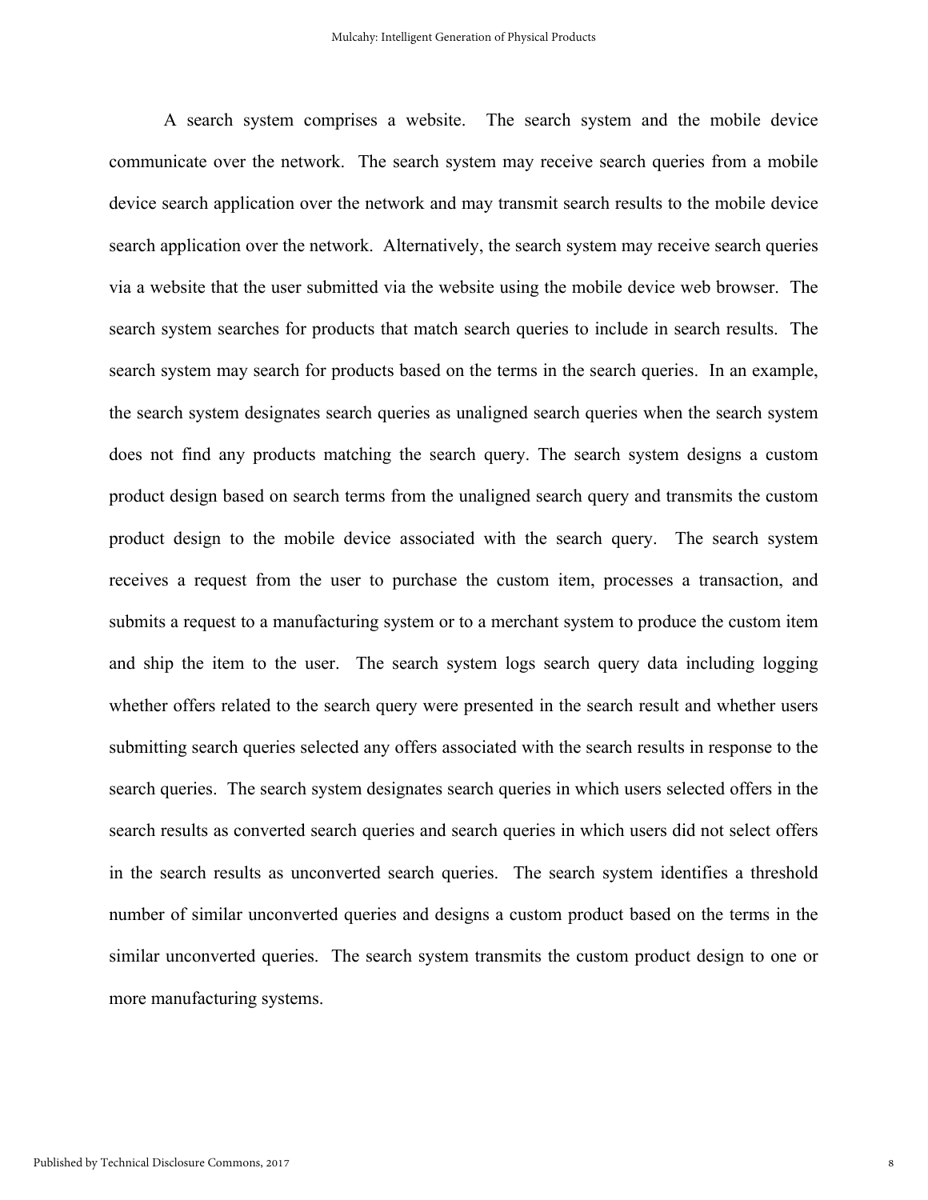A search system comprises a website. The search system and the mobile device communicate over the network. The search system may receive search queries from a mobile device search application over the network and may transmit search results to the mobile device search application over the network. Alternatively, the search system may receive search queries via a website that the user submitted via the website using the mobile device web browser. The search system searches for products that match search queries to include in search results. The search system may search for products based on the terms in the search queries. In an example, the search system designates search queries as unaligned search queries when the search system does not find any products matching the search query. The search system designs a custom product design based on search terms from the unaligned search query and transmits the custom product design to the mobile device associated with the search query. The search system receives a request from the user to purchase the custom item, processes a transaction, and submits a request to a manufacturing system or to a merchant system to produce the custom item and ship the item to the user. The search system logs search query data including logging whether offers related to the search query were presented in the search result and whether users submitting search queries selected any offers associated with the search results in response to the search queries. The search system designates search queries in which users selected offers in the search results as converted search queries and search queries in which users did not select offers in the search results as unconverted search queries. The search system identifies a threshold number of similar unconverted queries and designs a custom product based on the terms in the similar unconverted queries. The search system transmits the custom product design to one or more manufacturing systems.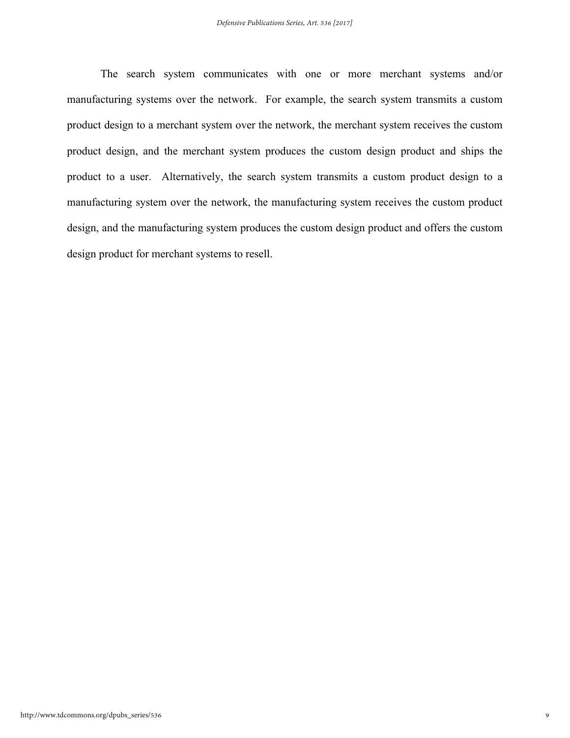The search system communicates with one or more merchant systems and/or manufacturing systems over the network. For example, the search system transmits a custom product design to a merchant system over the network, the merchant system receives the custom product design, and the merchant system produces the custom design product and ships the product to a user. Alternatively, the search system transmits a custom product design to a manufacturing system over the network, the manufacturing system receives the custom product design, and the manufacturing system produces the custom design product and offers the custom design product for merchant systems to resell.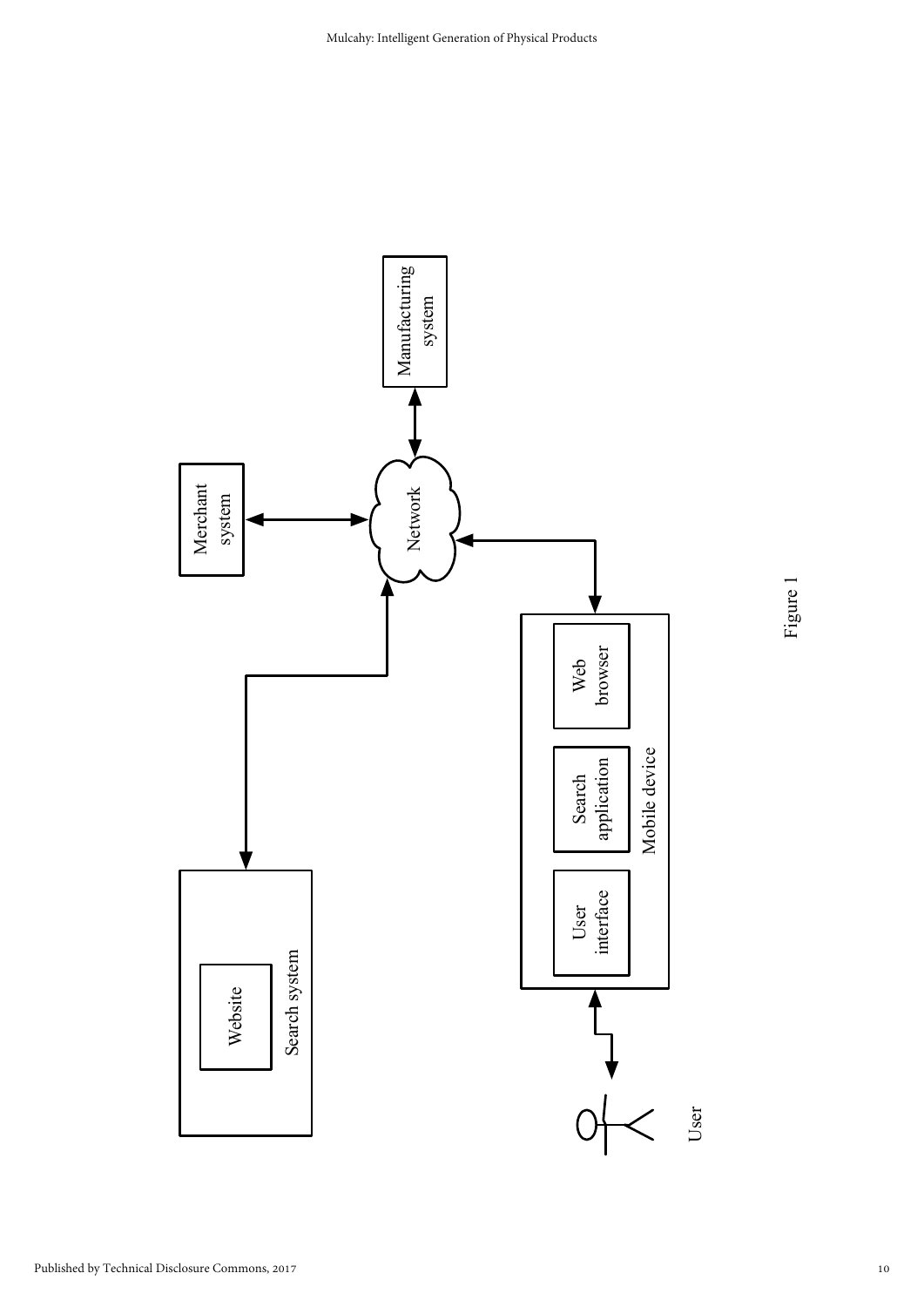Merchant system

Manufacturing system

Network

Website

Search system

User interface

Search application

Web browser

Mobile device

User

Figure 1